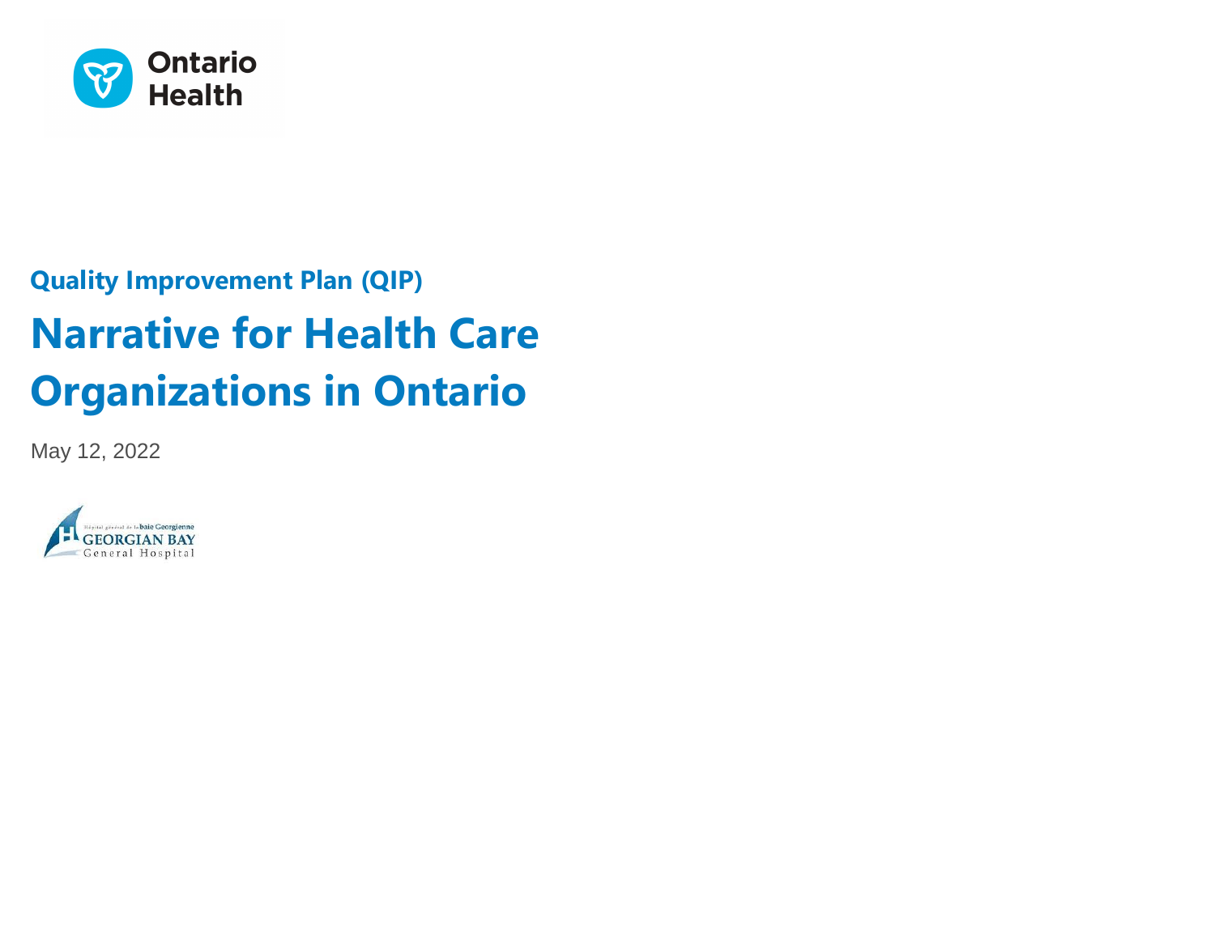Ontario Health

## Quality Improvement Plan (QIP)

# Narrative for Health Care Organizations in Ontario

May 12, 2022

Hôpital général de la baie Georgienne
GEORGIAN BAY
General Hospital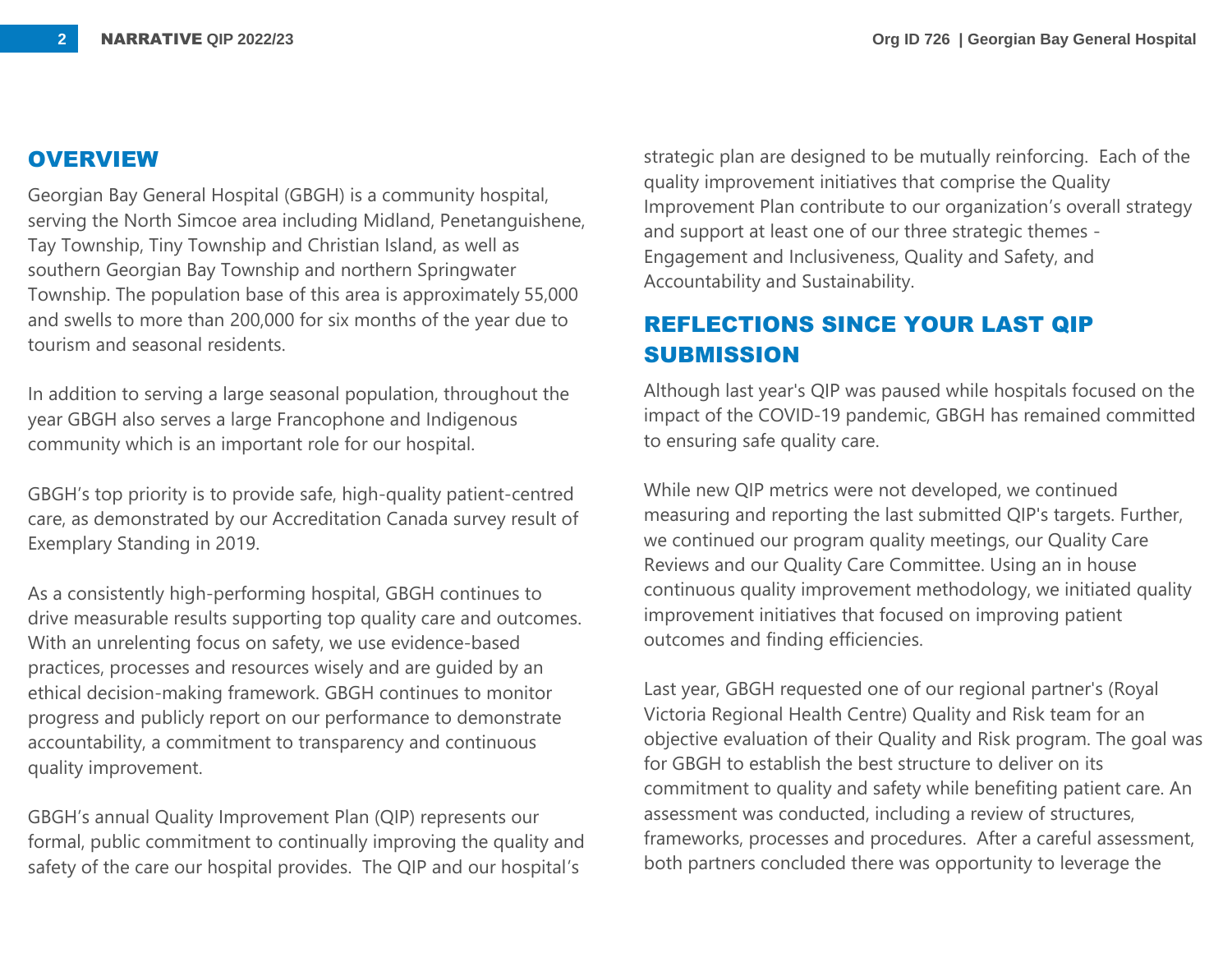## OVERVIEW

Georgian Bay General Hospital (GBGH) is a community hospital, serving the North Simcoe area including Midland, Penetanguishene, Tay Township, Tiny Township and Christian Island, as well as southern Georgian Bay Township and northern Springwater Township. The population base of this area is approximately 55,000 and swells to more than 200,000 for six months of the year due to tourism and seasonal residents.

In addition to serving a large seasonal population, throughout the year GBGH also serves a large Francophone and Indigenous community which is an important role for our hospital.

GBGH's top priority is to provide safe, high-quality patient-centred care, as demonstrated by our Accreditation Canada survey result of Exemplary Standing in 2019.

As a consistently high-performing hospital, GBGH continues to drive measurable results supporting top quality care and outcomes. With an unrelenting focus on safety, we use evidence-based practices, processes and resources wisely and are guided by an ethical decision-making framework. GBGH continues to monitor progress and publicly report on our performance to demonstrate accountability, a commitment to transparency and continuous quality improvement.

GBGH's annual Quality Improvement Plan (QIP) represents our formal, public commitment to continually improving the quality and safety of the care our hospital provides. The QIP and our hospital's strategic plan are designed to be mutually reinforcing. Each of the quality improvement initiatives that comprise the Quality Improvement Plan contribute to our organization's overall strategy and support at least one of our three strategic themes - Engagement and Inclusiveness, Quality and Safety, and Accountability and Sustainability.

## REFLECTIONS SINCE YOUR LAST QIP SUBMISSION

Although last year's QIP was paused while hospitals focused on the impact of the COVID-19 pandemic, GBGH has remained committed to ensuring safe quality care.

While new QIP metrics were not developed, we continued measuring and reporting the last submitted QIP's targets. Further, we continued our program quality meetings, our Quality Care Reviews and our Quality Care Committee. Using an in house continuous quality improvement methodology, we initiated quality improvement initiatives that focused on improving patient outcomes and finding efficiencies.

Last year, GBGH requested one of our regional partner's (Royal Victoria Regional Health Centre) Quality and Risk team for an objective evaluation of their Quality and Risk program. The goal was for GBGH to establish the best structure to deliver on its commitment to quality and safety while benefiting patient care. An assessment was conducted, including a review of structures, frameworks, processes and procedures. After a careful assessment, both partners concluded there was opportunity to leverage the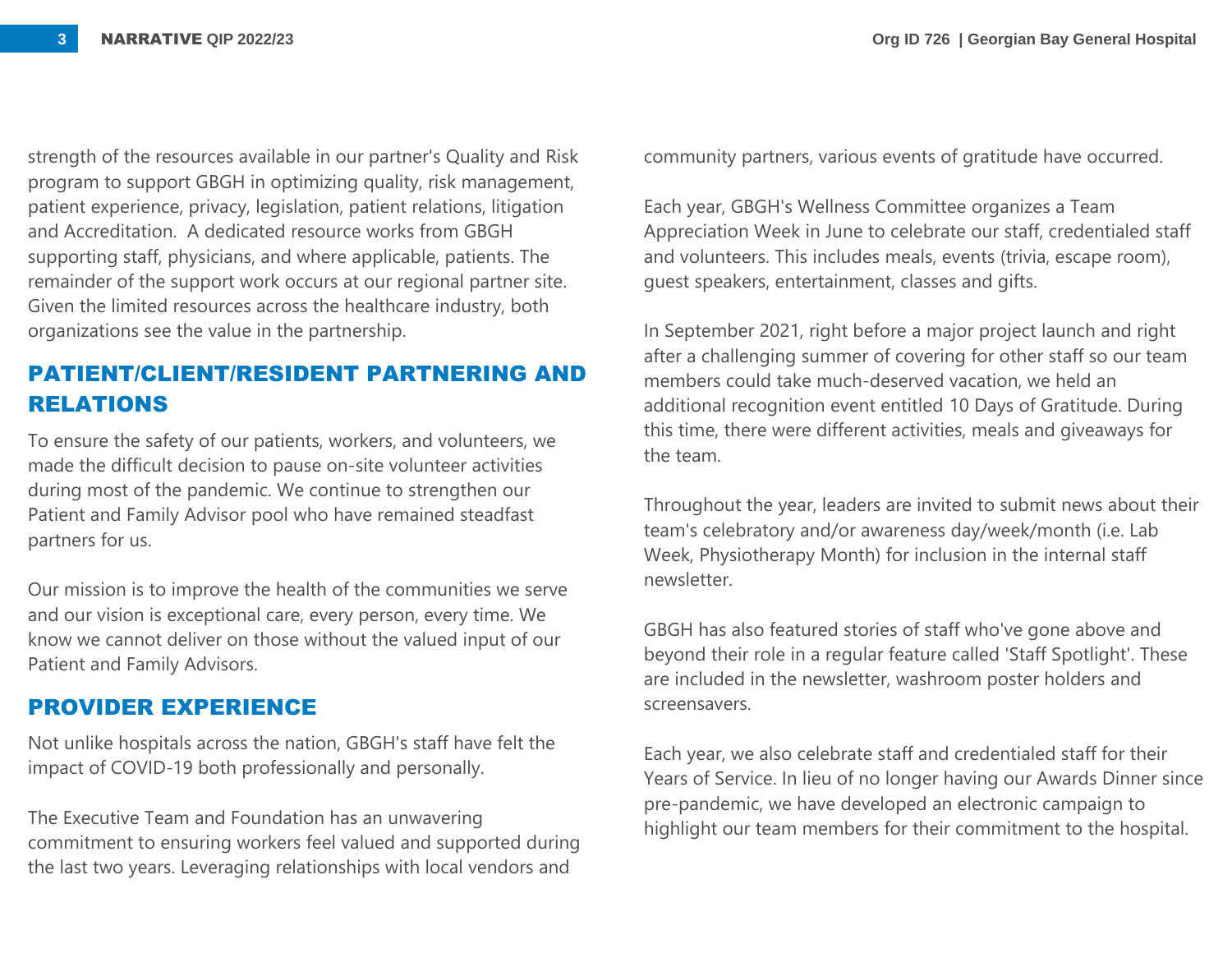strength of the resources available in our partner's Quality and Risk program to support GBGH in optimizing quality, risk management, patient experience, privacy, legislation, patient relations, litigation and Accreditation.  A dedicated resource works from GBGH supporting staff, physicians, and where applicable, patients. The remainder of the support work occurs at our regional partner site. Given the limited resources across the healthcare industry, both organizations see the value in the partnership.

## PATIENT/CLIENT/RESIDENT PARTNERING AND RELATIONS

To ensure the safety of our patients, workers, and volunteers, we made the difficult decision to pause on-site volunteer activities during most of the pandemic. We continue to strengthen our Patient and Family Advisor pool who have remained steadfast partners for us.

Our mission is to improve the health of the communities we serve and our vision is exceptional care, every person, every time. We know we cannot deliver on those without the valued input of our Patient and Family Advisors.

## PROVIDER EXPERIENCE

Not unlike hospitals across the nation, GBGH's staff have felt the impact of COVID-19 both professionally and personally.

The Executive Team and Foundation has an unwavering commitment to ensuring workers feel valued and supported during the last two years. Leveraging relationships with local vendors and community partners, various events of gratitude have occurred.

Each year, GBGH's Wellness Committee organizes a Team Appreciation Week in June to celebrate our staff, credentialed staff and volunteers. This includes meals, events (trivia, escape room), guest speakers, entertainment, classes and gifts.

In September 2021, right before a major project launch and right after a challenging summer of covering for other staff so our team members could take much-deserved vacation, we held an additional recognition event entitled 10 Days of Gratitude. During this time, there were different activities, meals and giveaways for the team.

Throughout the year, leaders are invited to submit news about their team's celebratory and/or awareness day/week/month (i.e. Lab Week, Physiotherapy Month) for inclusion in the internal staff newsletter.

GBGH has also featured stories of staff who've gone above and beyond their role in a regular feature called 'Staff Spotlight'. These are included in the newsletter, washroom poster holders and screensavers.

Each year, we also celebrate staff and credentialed staff for their Years of Service. In lieu of no longer having our Awards Dinner since pre-pandemic, we have developed an electronic campaign to highlight our team members for their commitment to the hospital.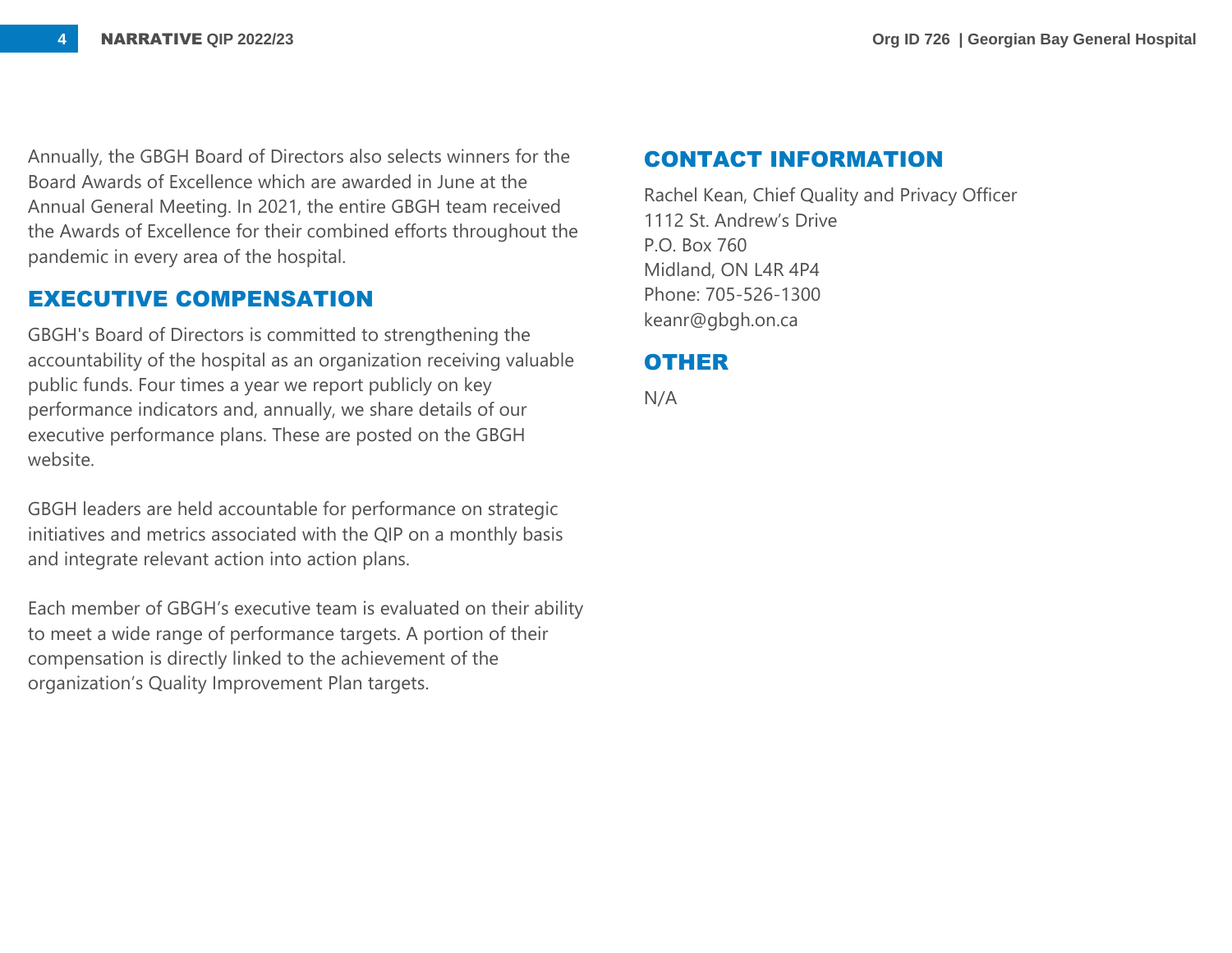Annually, the GBGH Board of Directors also selects winners for the Board Awards of Excellence which are awarded in June at the Annual General Meeting. In 2021, the entire GBGH team received the Awards of Excellence for their combined efforts throughout the pandemic in every area of the hospital.

## EXECUTIVE COMPENSATION

GBGH's Board of Directors is committed to strengthening the accountability of the hospital as an organization receiving valuable public funds. Four times a year we report publicly on key performance indicators and, annually, we share details of our executive performance plans. These are posted on the GBGH website.

GBGH leaders are held accountable for performance on strategic initiatives and metrics associated with the QIP on a monthly basis and integrate relevant action into action plans.

Each member of GBGH's executive team is evaluated on their ability to meet a wide range of performance targets. A portion of their compensation is directly linked to the achievement of the organization's Quality Improvement Plan targets.

## CONTACT INFORMATION

Rachel Kean, Chief Quality and Privacy Officer
1112 St. Andrew's Drive
P.O. Box 760
Midland, ON L4R 4P4
Phone: 705-526-1300
keanr@gbgh.on.ca

## OTHER

N/A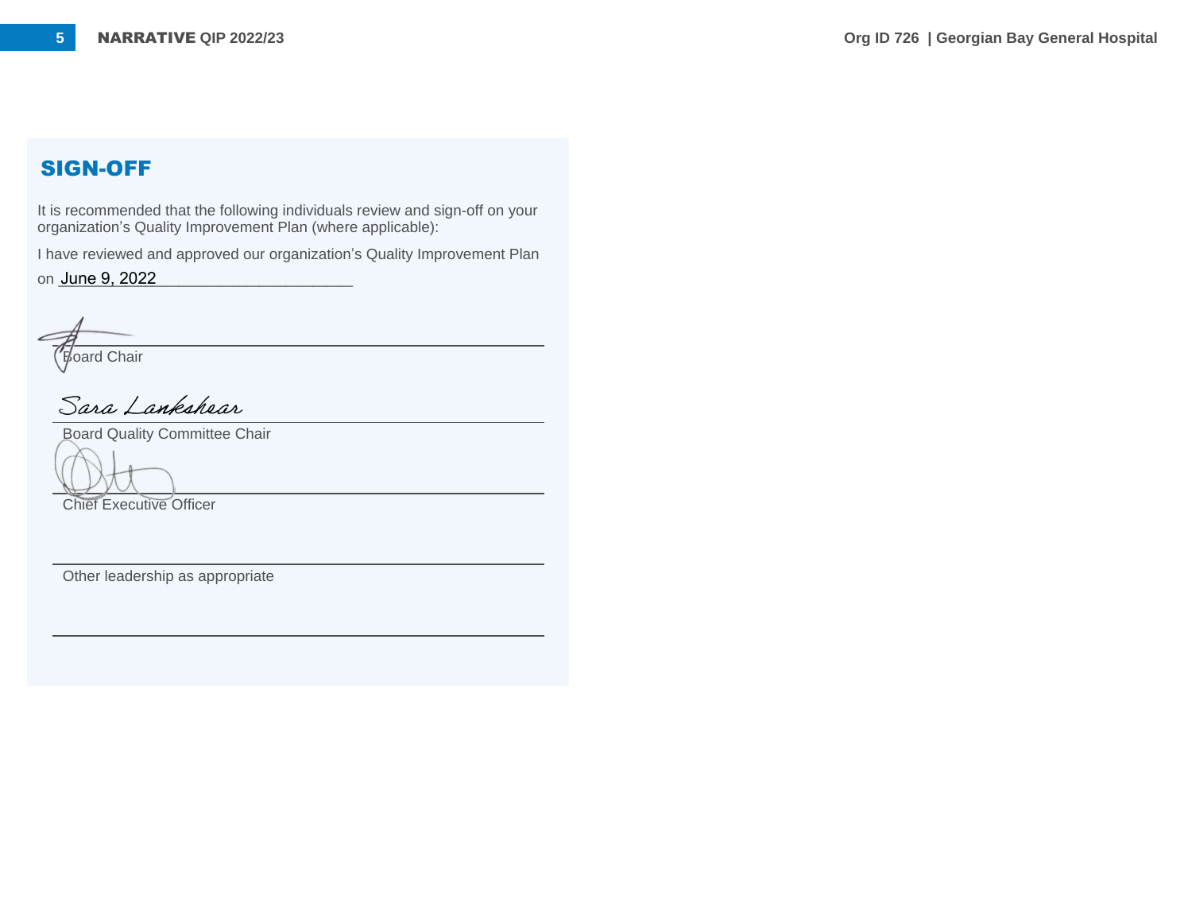## SIGN-OFF

It is recommended that the following individuals review and sign-off on your organization's Quality Improvement Plan (where applicable):

I have reviewed and approved our organization's Quality Improvement Plan on June 9, 2022

Board Chair

Sara Lankshear

Board Quality Committee Chair

Chief Executive Officer

Other leadership as appropriate